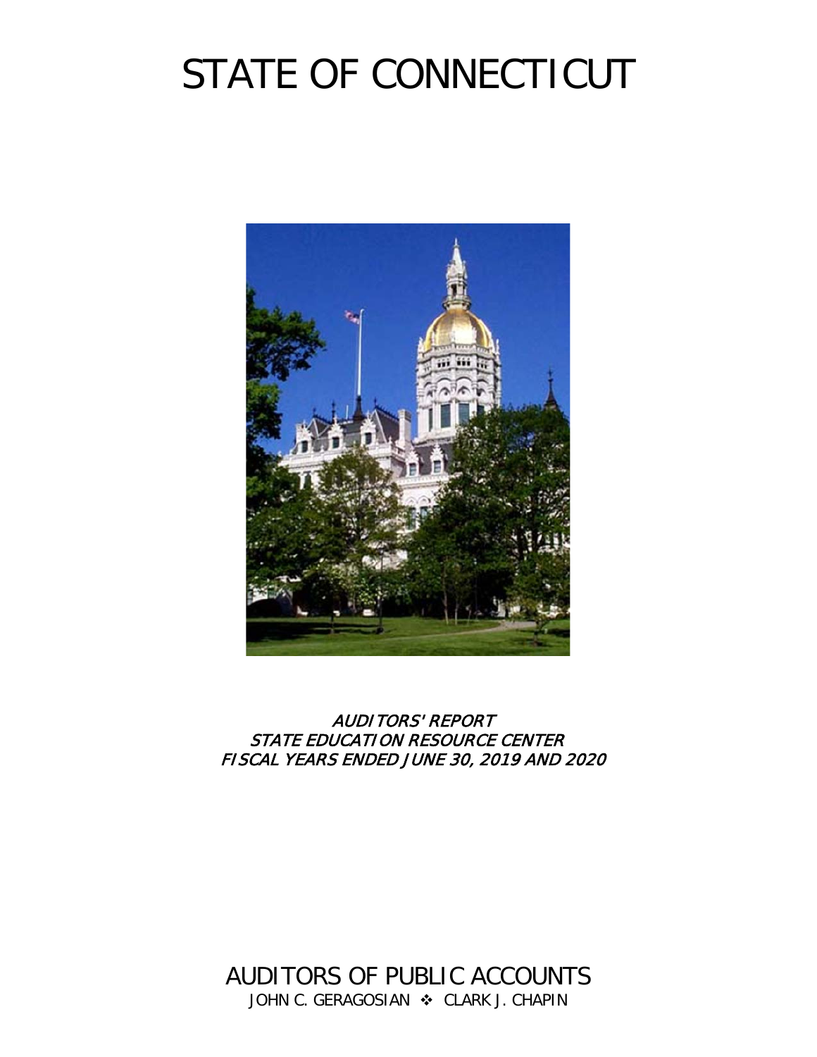# STATE OF CONNECTICUT

*AUDITORS' REPORT*
*STATE EDUCATION RESOURCE CENTER*
*FISCAL YEARS ENDED JUNE 30, 2019 AND 2020*

AUDITORS OF PUBLIC ACCOUNTS

JOHN C. GERAGOSIAN ❖ CLARK J. CHAPIN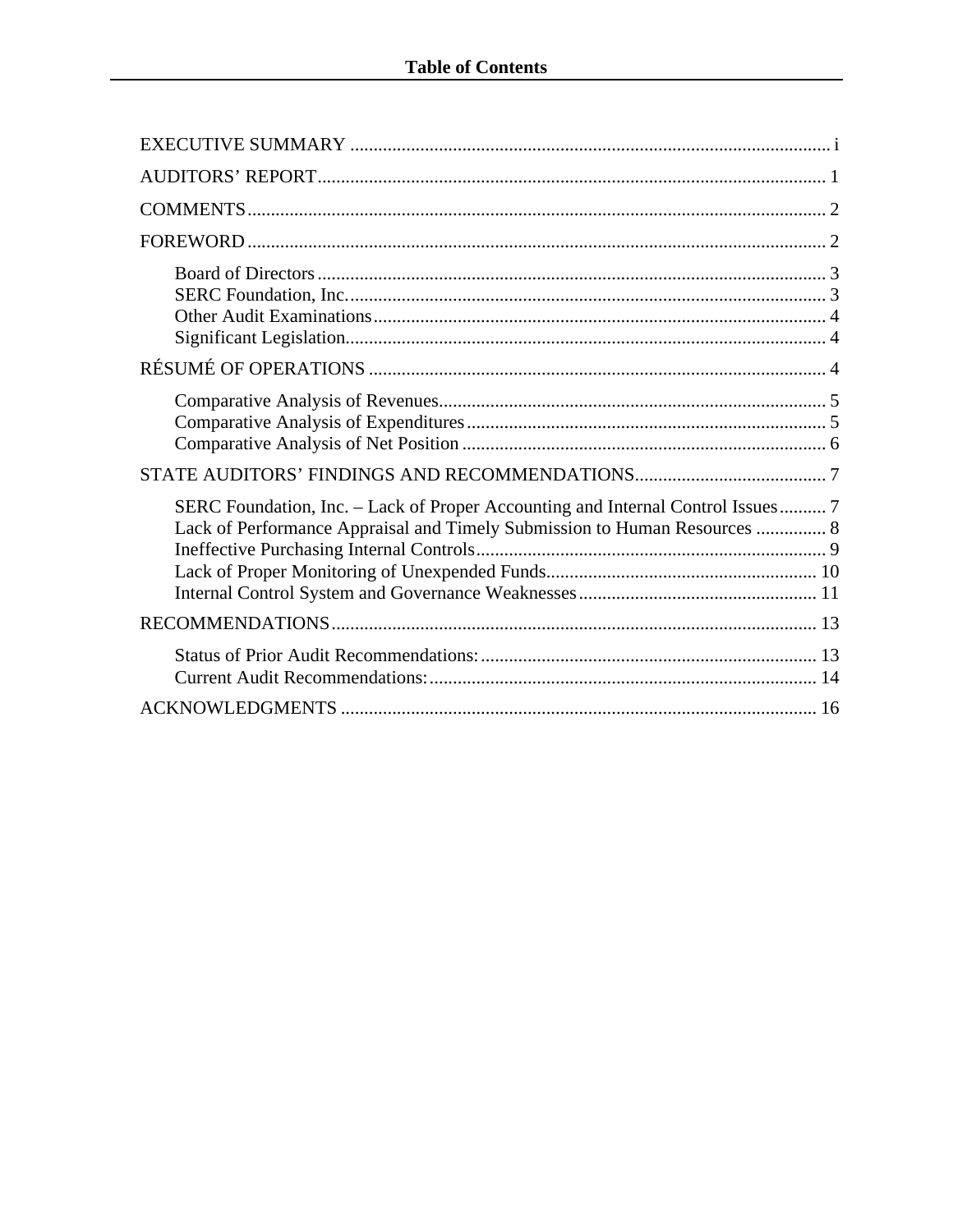# Table of Contents

EXECUTIVE SUMMARY ........................................................ i

AUDITORS' REPORT ........................................................ 1

COMMENTS ........................................................ 2

FOREWORD ........................................................ 2

- Board of Directors ........................................................ 3
- SERC Foundation, Inc. ........................................................ 3
- Other Audit Examinations ........................................................ 4
- Significant Legislation ........................................................ 4

RÉSUMÉ OF OPERATIONS ........................................................ 4

- Comparative Analysis of Revenues ........................................................ 5
- Comparative Analysis of Expenditures ........................................................ 5
- Comparative Analysis of Net Position ........................................................ 6

STATE AUDITORS' FINDINGS AND RECOMMENDATIONS ........................................................ 7

- SERC Foundation, Inc. – Lack of Proper Accounting and Internal Control Issues .......... 7
- Lack of Performance Appraisal and Timely Submission to Human Resources ............... 8
- Ineffective Purchasing Internal Controls ........................................................ 9
- Lack of Proper Monitoring of Unexpended Funds ........................................................ 10
- Internal Control System and Governance Weaknesses ........................................................ 11

RECOMMENDATIONS ........................................................ 13

- Status of Prior Audit Recommendations: ........................................................ 13
- Current Audit Recommendations: ........................................................ 14

ACKNOWLEDGMENTS ........................................................ 16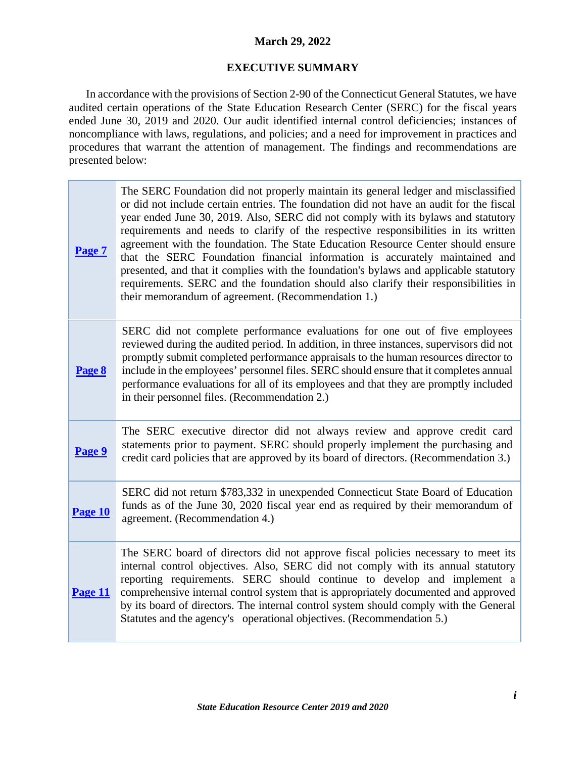**March 29, 2022**

## EXECUTIVE SUMMARY

In accordance with the provisions of Section 2-90 of the Connecticut General Statutes, we have audited certain operations of the State Education Research Center (SERC) for the fiscal years ended June 30, 2019 and 2020. Our audit identified internal control deficiencies; instances of noncompliance with laws, regulations, and policies; and a need for improvement in practices and procedures that warrant the attention of management. The findings and recommendations are presented below:

| | |
|---|---|
| **Page 7** | The SERC Foundation did not properly maintain its general ledger and misclassified or did not include certain entries. The foundation did not have an audit for the fiscal year ended June 30, 2019. Also, SERC did not comply with its bylaws and statutory requirements and needs to clarify of the respective responsibilities in its written agreement with the foundation. The State Education Resource Center should ensure that the SERC Foundation financial information is accurately maintained and presented, and that it complies with the foundation's bylaws and applicable statutory requirements. SERC and the foundation should also clarify their responsibilities in their memorandum of agreement. (Recommendation 1.) |
| **Page 8** | SERC did not complete performance evaluations for one out of five employees reviewed during the audited period. In addition, in three instances, supervisors did not promptly submit completed performance appraisals to the human resources director to include in the employees' personnel files. SERC should ensure that it completes annual performance evaluations for all of its employees and that they are promptly included in their personnel files. (Recommendation 2.) |
| **Page 9** | The SERC executive director did not always review and approve credit card statements prior to payment. SERC should properly implement the purchasing and credit card policies that are approved by its board of directors. (Recommendation 3.) |
| **Page 10** | SERC did not return $783,332 in unexpended Connecticut State Board of Education funds as of the June 30, 2020 fiscal year end as required by their memorandum of agreement. (Recommendation 4.) |
| **Page 11** | The SERC board of directors did not approve fiscal policies necessary to meet its internal control objectives. Also, SERC did not comply with its annual statutory reporting requirements. SERC should continue to develop and implement a comprehensive internal control system that is appropriately documented and approved by its board of directors. The internal control system should comply with the General Statutes and the agency's operational objectives. (Recommendation 5.) |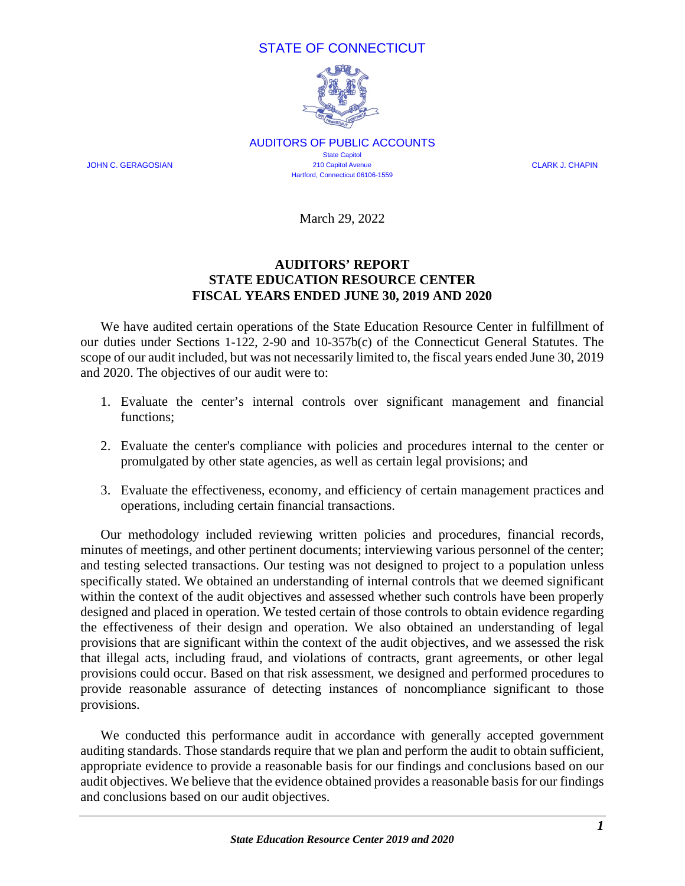STATE OF CONNECTICUT

AUDITORS OF PUBLIC ACCOUNTS

State Capitol
210 Capitol Avenue
Hartford, Connecticut 06106-1559

JOHN C. GERAGOSIAN CLARK J. CHAPIN

March 29, 2022

**AUDITORS' REPORT**
**STATE EDUCATION RESOURCE CENTER**
**FISCAL YEARS ENDED JUNE 30, 2019 AND 2020**

We have audited certain operations of the State Education Resource Center in fulfillment of our duties under Sections 1-122, 2-90 and 10-357b(c) of the Connecticut General Statutes. The scope of our audit included, but was not necessarily limited to, the fiscal years ended June 30, 2019 and 2020. The objectives of our audit were to:

1. Evaluate the center's internal controls over significant management and financial functions;

2. Evaluate the center's compliance with policies and procedures internal to the center or promulgated by other state agencies, as well as certain legal provisions; and

3. Evaluate the effectiveness, economy, and efficiency of certain management practices and operations, including certain financial transactions.

Our methodology included reviewing written policies and procedures, financial records, minutes of meetings, and other pertinent documents; interviewing various personnel of the center; and testing selected transactions. Our testing was not designed to project to a population unless specifically stated. We obtained an understanding of internal controls that we deemed significant within the context of the audit objectives and assessed whether such controls have been properly designed and placed in operation. We tested certain of those controls to obtain evidence regarding the effectiveness of their design and operation. We also obtained an understanding of legal provisions that are significant within the context of the audit objectives, and we assessed the risk that illegal acts, including fraud, and violations of contracts, grant agreements, or other legal provisions could occur. Based on that risk assessment, we designed and performed procedures to provide reasonable assurance of detecting instances of noncompliance significant to those provisions.

We conducted this performance audit in accordance with generally accepted government auditing standards. Those standards require that we plan and perform the audit to obtain sufficient, appropriate evidence to provide a reasonable basis for our findings and conclusions based on our audit objectives. We believe that the evidence obtained provides a reasonable basis for our findings and conclusions based on our audit objectives.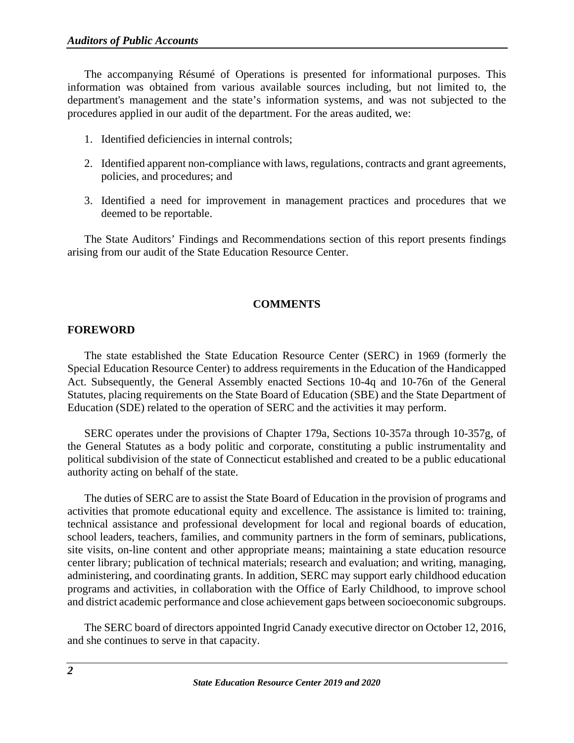The accompanying Résumé of Operations is presented for informational purposes. This information was obtained from various available sources including, but not limited to, the department's management and the state's information systems, and was not subjected to the procedures applied in our audit of the department. For the areas audited, we:

1. Identified deficiencies in internal controls;
2. Identified apparent non-compliance with laws, regulations, contracts and grant agreements, policies, and procedures; and
3. Identified a need for improvement in management practices and procedures that we deemed to be reportable.

The State Auditors' Findings and Recommendations section of this report presents findings arising from our audit of the State Education Resource Center.

## COMMENTS

### FOREWORD

The state established the State Education Resource Center (SERC) in 1969 (formerly the Special Education Resource Center) to address requirements in the Education of the Handicapped Act. Subsequently, the General Assembly enacted Sections 10-4q and 10-76n of the General Statutes, placing requirements on the State Board of Education (SBE) and the State Department of Education (SDE) related to the operation of SERC and the activities it may perform.

SERC operates under the provisions of Chapter 179a, Sections 10-357a through 10-357g, of the General Statutes as a body politic and corporate, constituting a public instrumentality and political subdivision of the state of Connecticut established and created to be a public educational authority acting on behalf of the state.

The duties of SERC are to assist the State Board of Education in the provision of programs and activities that promote educational equity and excellence. The assistance is limited to: training, technical assistance and professional development for local and regional boards of education, school leaders, teachers, families, and community partners in the form of seminars, publications, site visits, on-line content and other appropriate means; maintaining a state education resource center library; publication of technical materials; research and evaluation; and writing, managing, administering, and coordinating grants. In addition, SERC may support early childhood education programs and activities, in collaboration with the Office of Early Childhood, to improve school and district academic performance and close achievement gaps between socioeconomic subgroups.

The SERC board of directors appointed Ingrid Canady executive director on October 12, 2016, and she continues to serve in that capacity.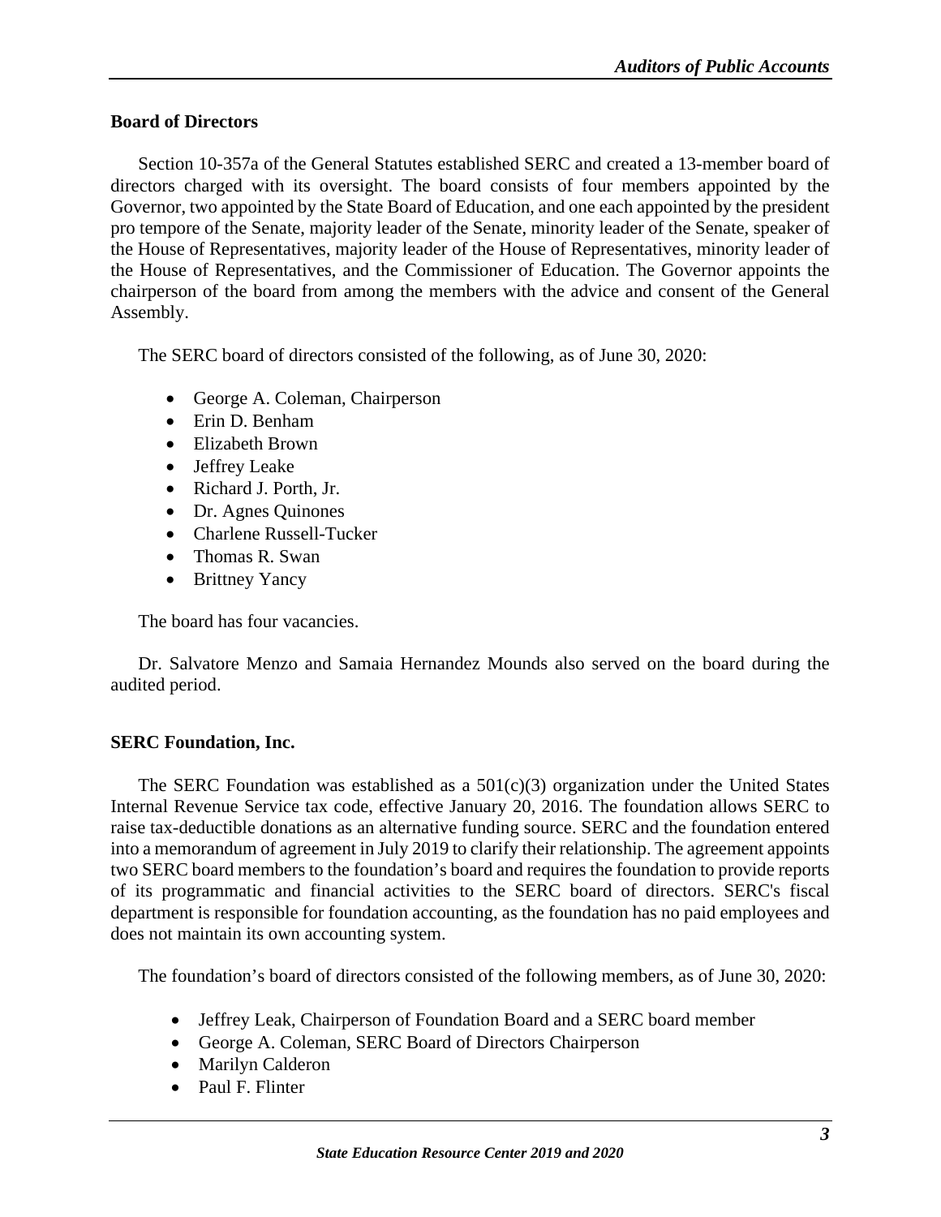## Board of Directors

Section 10-357a of the General Statutes established SERC and created a 13-member board of directors charged with its oversight. The board consists of four members appointed by the Governor, two appointed by the State Board of Education, and one each appointed by the president pro tempore of the Senate, majority leader of the Senate, minority leader of the Senate, speaker of the House of Representatives, majority leader of the House of Representatives, minority leader of the House of Representatives, and the Commissioner of Education. The Governor appoints the chairperson of the board from among the members with the advice and consent of the General Assembly.

The SERC board of directors consisted of the following, as of June 30, 2020:

- George A. Coleman, Chairperson
- Erin D. Benham
- Elizabeth Brown
- Jeffrey Leake
- Richard J. Porth, Jr.
- Dr. Agnes Quinones
- Charlene Russell-Tucker
- Thomas R. Swan
- Brittney Yancy

The board has four vacancies.

Dr. Salvatore Menzo and Samaia Hernandez Mounds also served on the board during the audited period.

## SERC Foundation, Inc.

The SERC Foundation was established as a 501(c)(3) organization under the United States Internal Revenue Service tax code, effective January 20, 2016. The foundation allows SERC to raise tax-deductible donations as an alternative funding source. SERC and the foundation entered into a memorandum of agreement in July 2019 to clarify their relationship. The agreement appoints two SERC board members to the foundation's board and requires the foundation to provide reports of its programmatic and financial activities to the SERC board of directors. SERC's fiscal department is responsible for foundation accounting, as the foundation has no paid employees and does not maintain its own accounting system.

The foundation's board of directors consisted of the following members, as of June 30, 2020:

- Jeffrey Leak, Chairperson of Foundation Board and a SERC board member
- George A. Coleman, SERC Board of Directors Chairperson
- Marilyn Calderon
- Paul F. Flinter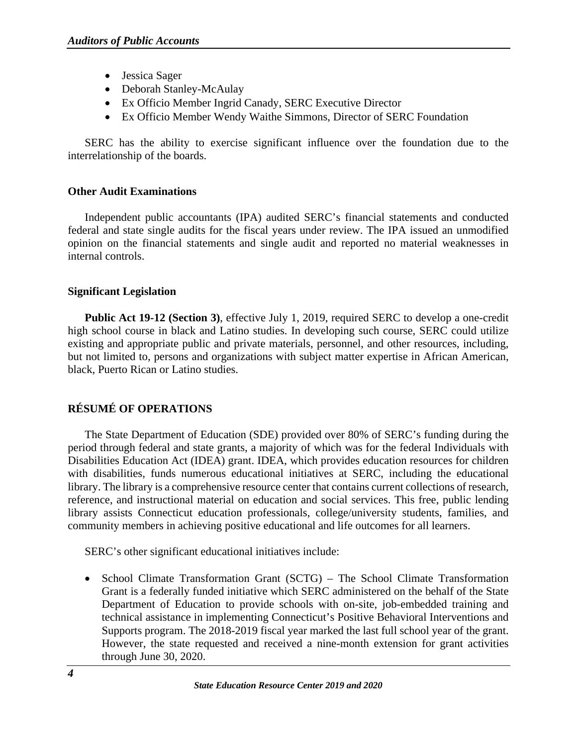- Jessica Sager
- Deborah Stanley-McAulay
- Ex Officio Member Ingrid Canady, SERC Executive Director
- Ex Officio Member Wendy Waithe Simmons, Director of SERC Foundation

SERC has the ability to exercise significant influence over the foundation due to the interrelationship of the boards.

### Other Audit Examinations

Independent public accountants (IPA) audited SERC's financial statements and conducted federal and state single audits for the fiscal years under review. The IPA issued an unmodified opinion on the financial statements and single audit and reported no material weaknesses in internal controls.

### Significant Legislation

**Public Act 19-12 (Section 3)**, effective July 1, 2019, required SERC to develop a one-credit high school course in black and Latino studies. In developing such course, SERC could utilize existing and appropriate public and private materials, personnel, and other resources, including, but not limited to, persons and organizations with subject matter expertise in African American, black, Puerto Rican or Latino studies.

## RÉSUMÉ OF OPERATIONS

The State Department of Education (SDE) provided over 80% of SERC's funding during the period through federal and state grants, a majority of which was for the federal Individuals with Disabilities Education Act (IDEA) grant. IDEA, which provides education resources for children with disabilities, funds numerous educational initiatives at SERC, including the educational library. The library is a comprehensive resource center that contains current collections of research, reference, and instructional material on education and social services. This free, public lending library assists Connecticut education professionals, college/university students, families, and community members in achieving positive educational and life outcomes for all learners.

SERC's other significant educational initiatives include:

- School Climate Transformation Grant (SCTG) – The School Climate Transformation Grant is a federally funded initiative which SERC administered on the behalf of the State Department of Education to provide schools with on-site, job-embedded training and technical assistance in implementing Connecticut's Positive Behavioral Interventions and Supports program. The 2018-2019 fiscal year marked the last full school year of the grant. However, the state requested and received a nine-month extension for grant activities through June 30, 2020.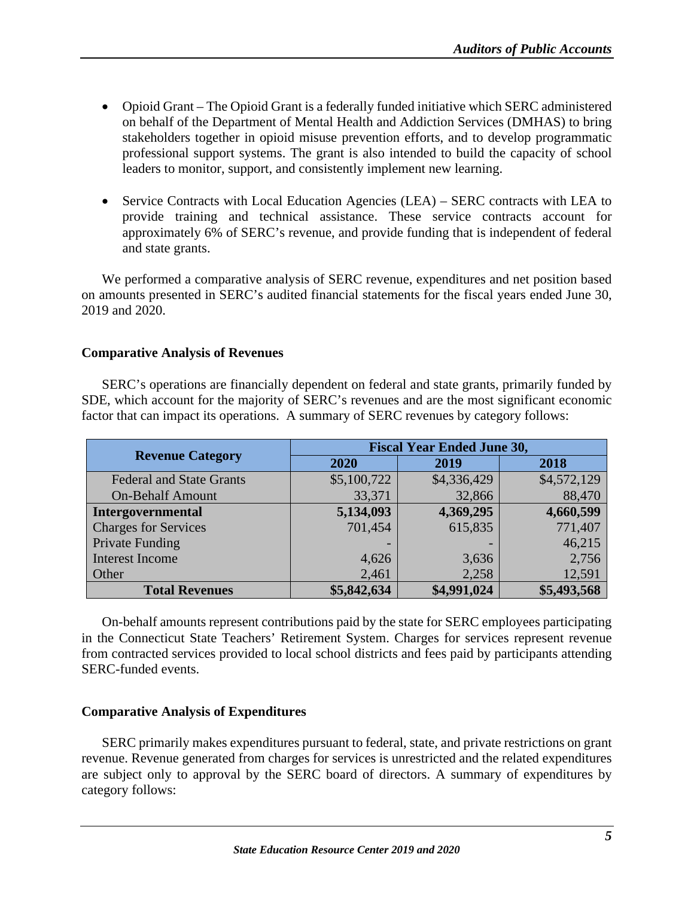- Opioid Grant – The Opioid Grant is a federally funded initiative which SERC administered on behalf of the Department of Mental Health and Addiction Services (DMHAS) to bring stakeholders together in opioid misuse prevention efforts, and to develop programmatic professional support systems. The grant is also intended to build the capacity of school leaders to monitor, support, and consistently implement new learning.

- Service Contracts with Local Education Agencies (LEA) – SERC contracts with LEA to provide training and technical assistance. These service contracts account for approximately 6% of SERC's revenue, and provide funding that is independent of federal and state grants.

We performed a comparative analysis of SERC revenue, expenditures and net position based on amounts presented in SERC's audited financial statements for the fiscal years ended June 30, 2019 and 2020.

**Comparative Analysis of Revenues**

SERC's operations are financially dependent on federal and state grants, primarily funded by SDE, which account for the majority of SERC's revenues and are the most significant economic factor that can impact its operations. A summary of SERC revenues by category follows:

| Revenue Category | Fiscal Year Ended June 30, | | |
|---|---|---|---|
| | 2020 | 2019 | 2018 |
| Federal and State Grants | $5,100,722 | $4,336,429 | $4,572,129 |
| On-Behalf Amount | 33,371 | 32,866 | 88,470 |
| **Intergovernmental** | **5,134,093** | **4,369,295** | **4,660,599** |
| Charges for Services | 701,454 | 615,835 | 771,407 |
| Private Funding | - | - | 46,215 |
| Interest Income | 4,626 | 3,636 | 2,756 |
| Other | 2,461 | 2,258 | 12,591 |
| **Total Revenues** | **$5,842,634** | **$4,991,024** | **$5,493,568** |

On-behalf amounts represent contributions paid by the state for SERC employees participating in the Connecticut State Teachers' Retirement System. Charges for services represent revenue from contracted services provided to local school districts and fees paid by participants attending SERC-funded events.

**Comparative Analysis of Expenditures**

SERC primarily makes expenditures pursuant to federal, state, and private restrictions on grant revenue. Revenue generated from charges for services is unrestricted and the related expenditures are subject only to approval by the SERC board of directors. A summary of expenditures by category follows: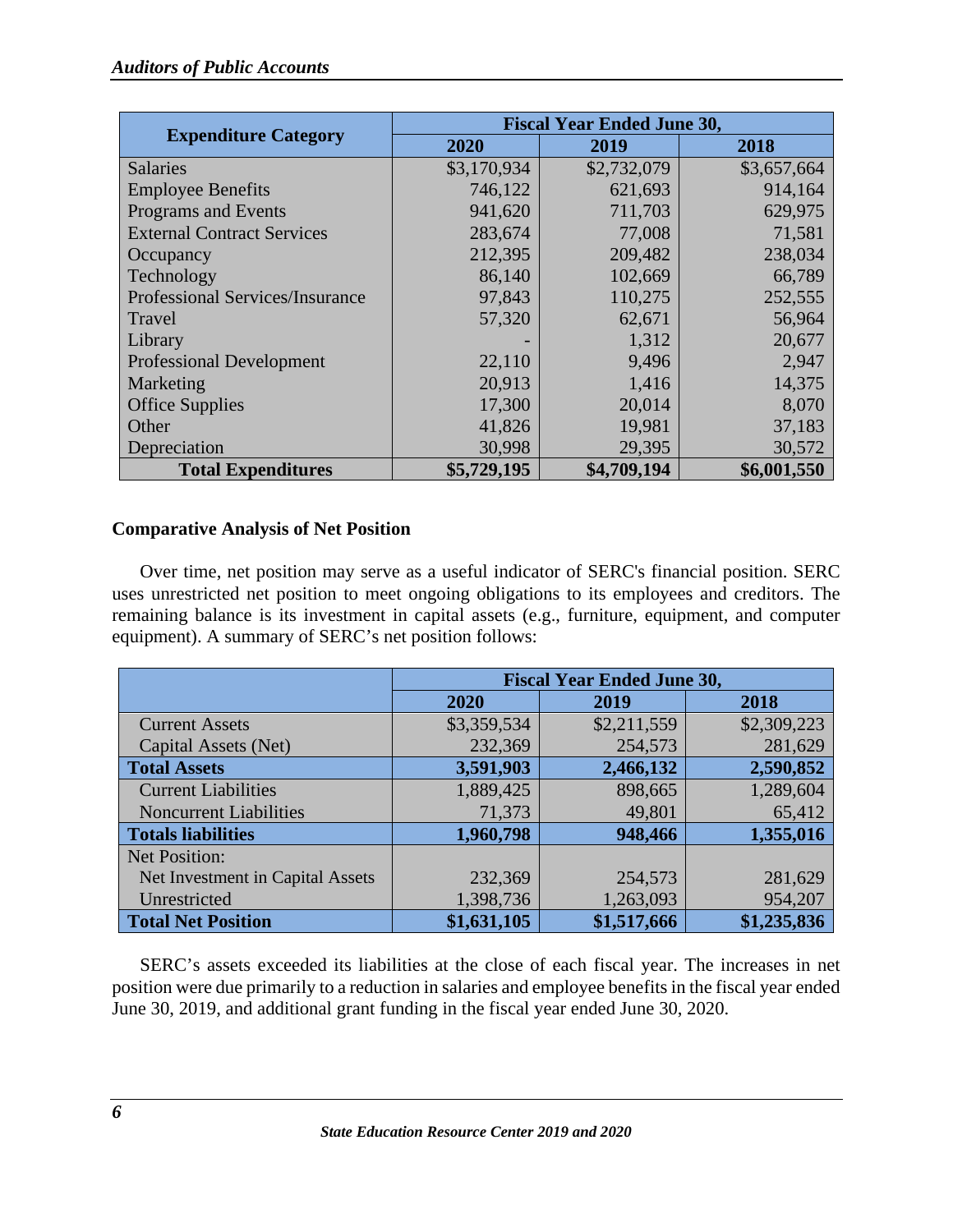| Expenditure Category | Fiscal Year Ended June 30, | | |
|---|---|---|---|
| | 2020 | 2019 | 2018 |
| Salaries | $3,170,934 | $2,732,079 | $3,657,664 |
| Employee Benefits | 746,122 | 621,693 | 914,164 |
| Programs and Events | 941,620 | 711,703 | 629,975 |
| External Contract Services | 283,674 | 77,008 | 71,581 |
| Occupancy | 212,395 | 209,482 | 238,034 |
| Technology | 86,140 | 102,669 | 66,789 |
| Professional Services/Insurance | 97,843 | 110,275 | 252,555 |
| Travel | 57,320 | 62,671 | 56,964 |
| Library | - | 1,312 | 20,677 |
| Professional Development | 22,110 | 9,496 | 2,947 |
| Marketing | 20,913 | 1,416 | 14,375 |
| Office Supplies | 17,300 | 20,014 | 8,070 |
| Other | 41,826 | 19,981 | 37,183 |
| Depreciation | 30,998 | 29,395 | 30,572 |
| **Total Expenditures** | **$5,729,195** | **$4,709,194** | **$6,001,550** |

**Comparative Analysis of Net Position**

Over time, net position may serve as a useful indicator of SERC's financial position. SERC uses unrestricted net position to meet ongoing obligations to its employees and creditors. The remaining balance is its investment in capital assets (e.g., furniture, equipment, and computer equipment). A summary of SERC's net position follows:

| | Fiscal Year Ended June 30, | | |
|---|---|---|---|
| | 2020 | 2019 | 2018 |
| Current Assets | $3,359,534 | $2,211,559 | $2,309,223 |
| Capital Assets (Net) | 232,369 | 254,573 | 281,629 |
| **Total Assets** | **3,591,903** | **2,466,132** | **2,590,852** |
| Current Liabilities | 1,889,425 | 898,665 | 1,289,604 |
| Noncurrent Liabilities | 71,373 | 49,801 | 65,412 |
| **Totals liabilities** | **1,960,798** | **948,466** | **1,355,016** |
| Net Position: | | | |
| Net Investment in Capital Assets | 232,369 | 254,573 | 281,629 |
| Unrestricted | 1,398,736 | 1,263,093 | 954,207 |
| **Total Net Position** | **$1,631,105** | **$1,517,666** | **$1,235,836** |

SERC's assets exceeded its liabilities at the close of each fiscal year. The increases in net position were due primarily to a reduction in salaries and employee benefits in the fiscal year ended June 30, 2019, and additional grant funding in the fiscal year ended June 30, 2020.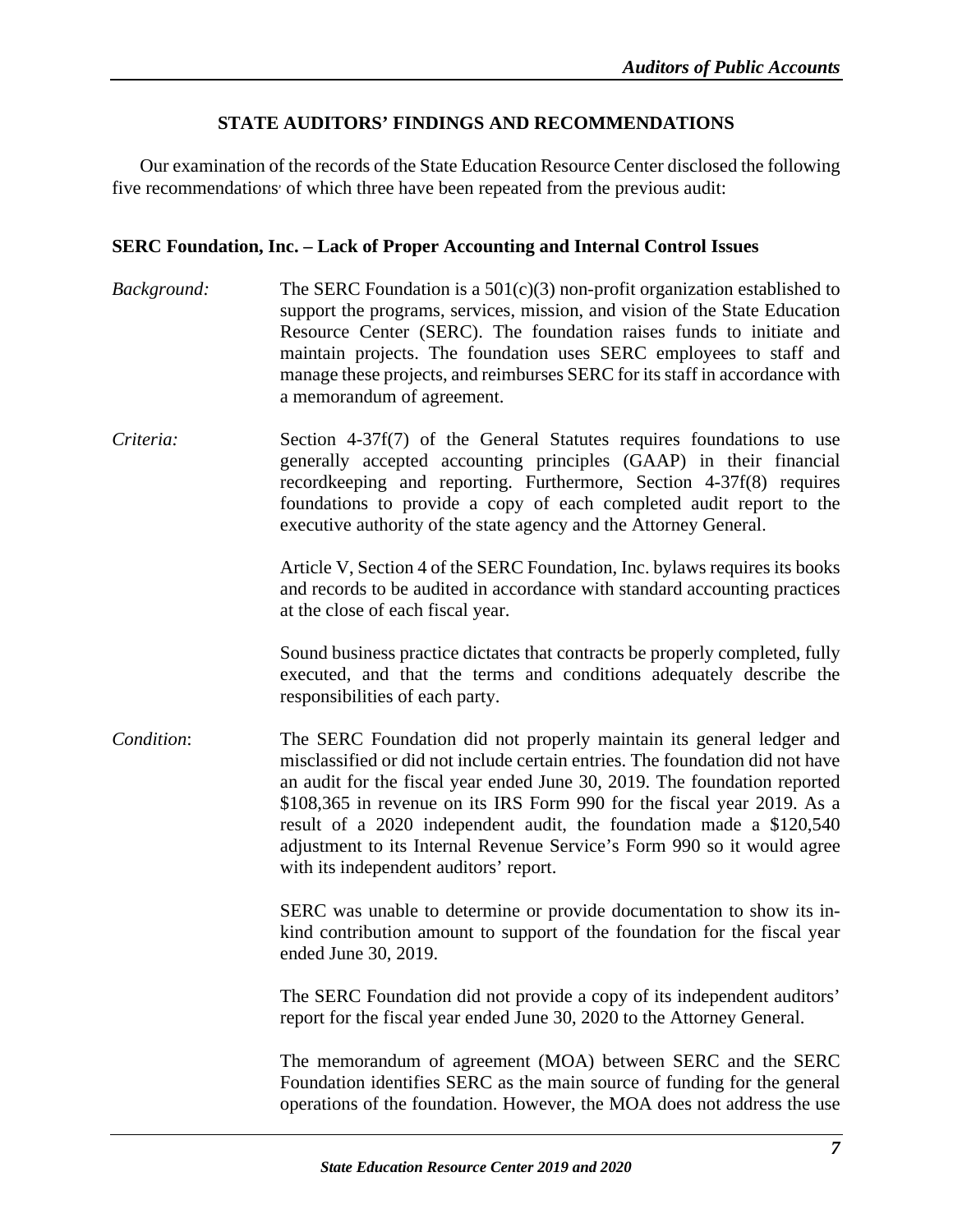## STATE AUDITORS' FINDINGS AND RECOMMENDATIONS

Our examination of the records of the State Education Resource Center disclosed the following five recommendations, of which three have been repeated from the previous audit:

### SERC Foundation, Inc. – Lack of Proper Accounting and Internal Control Issues

*Background:* The SERC Foundation is a 501(c)(3) non-profit organization established to support the programs, services, mission, and vision of the State Education Resource Center (SERC). The foundation raises funds to initiate and maintain projects. The foundation uses SERC employees to staff and manage these projects, and reimburses SERC for its staff in accordance with a memorandum of agreement.

*Criteria:* Section 4-37f(7) of the General Statutes requires foundations to use generally accepted accounting principles (GAAP) in their financial recordkeeping and reporting. Furthermore, Section 4-37f(8) requires foundations to provide a copy of each completed audit report to the executive authority of the state agency and the Attorney General.

Article V, Section 4 of the SERC Foundation, Inc. bylaws requires its books and records to be audited in accordance with standard accounting practices at the close of each fiscal year.

Sound business practice dictates that contracts be properly completed, fully executed, and that the terms and conditions adequately describe the responsibilities of each party.

*Condition*: The SERC Foundation did not properly maintain its general ledger and misclassified or did not include certain entries. The foundation did not have an audit for the fiscal year ended June 30, 2019. The foundation reported $108,365 in revenue on its IRS Form 990 for the fiscal year 2019. As a result of a 2020 independent audit, the foundation made a $120,540 adjustment to its Internal Revenue Service's Form 990 so it would agree with its independent auditors' report.

SERC was unable to determine or provide documentation to show its in-kind contribution amount to support of the foundation for the fiscal year ended June 30, 2019.

The SERC Foundation did not provide a copy of its independent auditors' report for the fiscal year ended June 30, 2020 to the Attorney General.

The memorandum of agreement (MOA) between SERC and the SERC Foundation identifies SERC as the main source of funding for the general operations of the foundation. However, the MOA does not address the use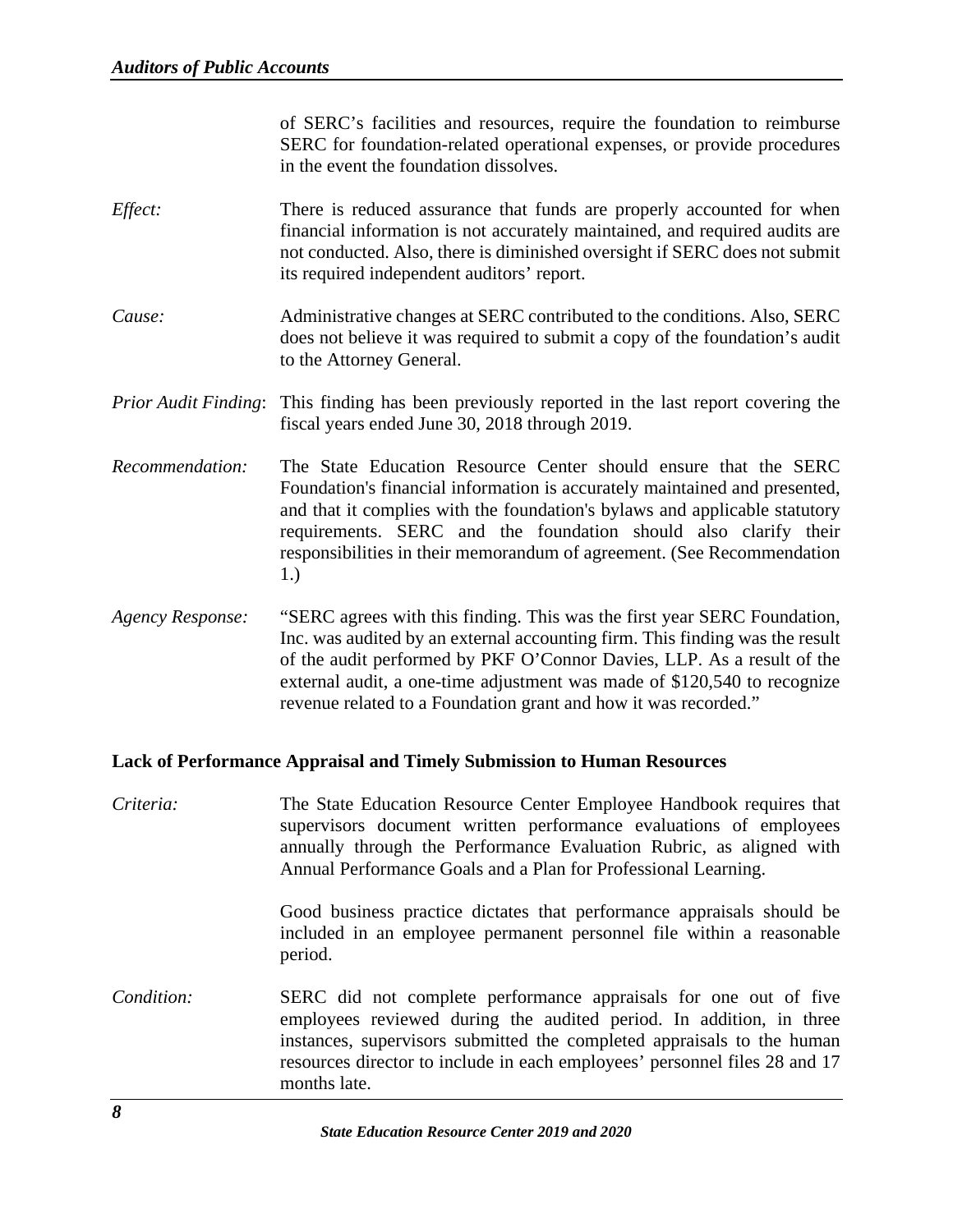of SERC's facilities and resources, require the foundation to reimburse SERC for foundation-related operational expenses, or provide procedures in the event the foundation dissolves.

*Effect:* There is reduced assurance that funds are properly accounted for when financial information is not accurately maintained, and required audits are not conducted. Also, there is diminished oversight if SERC does not submit its required independent auditors' report.

*Cause:* Administrative changes at SERC contributed to the conditions. Also, SERC does not believe it was required to submit a copy of the foundation's audit to the Attorney General.

*Prior Audit Finding*: This finding has been previously reported in the last report covering the fiscal years ended June 30, 2018 through 2019.

*Recommendation:* The State Education Resource Center should ensure that the SERC Foundation's financial information is accurately maintained and presented, and that it complies with the foundation's bylaws and applicable statutory requirements. SERC and the foundation should also clarify their responsibilities in their memorandum of agreement. (See Recommendation 1.)

*Agency Response:* "SERC agrees with this finding. This was the first year SERC Foundation, Inc. was audited by an external accounting firm. This finding was the result of the audit performed by PKF O'Connor Davies, LLP. As a result of the external audit, a one-time adjustment was made of $120,540 to recognize revenue related to a Foundation grant and how it was recorded."

**Lack of Performance Appraisal and Timely Submission to Human Resources**

*Criteria:* The State Education Resource Center Employee Handbook requires that supervisors document written performance evaluations of employees annually through the Performance Evaluation Rubric, as aligned with Annual Performance Goals and a Plan for Professional Learning.

Good business practice dictates that performance appraisals should be included in an employee permanent personnel file within a reasonable period.

*Condition:* SERC did not complete performance appraisals for one out of five employees reviewed during the audited period. In addition, in three instances, supervisors submitted the completed appraisals to the human resources director to include in each employees' personnel files 28 and 17 months late.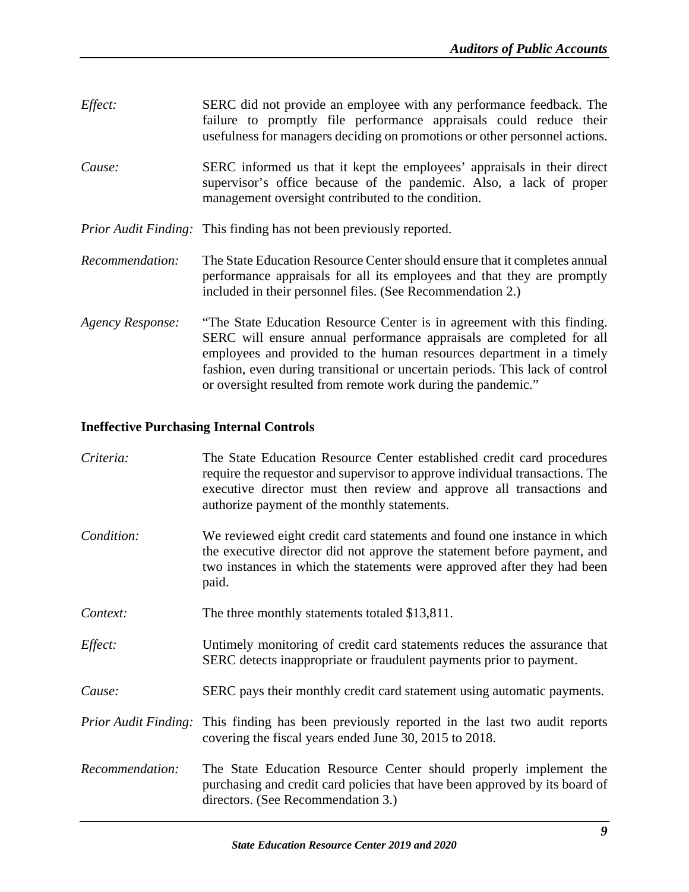*Effect:* SERC did not provide an employee with any performance feedback. The failure to promptly file performance appraisals could reduce their usefulness for managers deciding on promotions or other personnel actions.

*Cause:* SERC informed us that it kept the employees' appraisals in their direct supervisor's office because of the pandemic. Also, a lack of proper management oversight contributed to the condition.

*Prior Audit Finding:* This finding has not been previously reported.

*Recommendation:* The State Education Resource Center should ensure that it completes annual performance appraisals for all its employees and that they are promptly included in their personnel files. (See Recommendation 2.)

*Agency Response:* "The State Education Resource Center is in agreement with this finding. SERC will ensure annual performance appraisals are completed for all employees and provided to the human resources department in a timely fashion, even during transitional or uncertain periods. This lack of control or oversight resulted from remote work during the pandemic."

**Ineffective Purchasing Internal Controls**

*Criteria:* The State Education Resource Center established credit card procedures require the requestor and supervisor to approve individual transactions. The executive director must then review and approve all transactions and authorize payment of the monthly statements.

*Condition:* We reviewed eight credit card statements and found one instance in which the executive director did not approve the statement before payment, and two instances in which the statements were approved after they had been paid.

*Context:* The three monthly statements totaled $13,811.

*Effect:* Untimely monitoring of credit card statements reduces the assurance that SERC detects inappropriate or fraudulent payments prior to payment.

*Cause:* SERC pays their monthly credit card statement using automatic payments.

*Prior Audit Finding:* This finding has been previously reported in the last two audit reports covering the fiscal years ended June 30, 2015 to 2018.

*Recommendation:* The State Education Resource Center should properly implement the purchasing and credit card policies that have been approved by its board of directors. (See Recommendation 3.)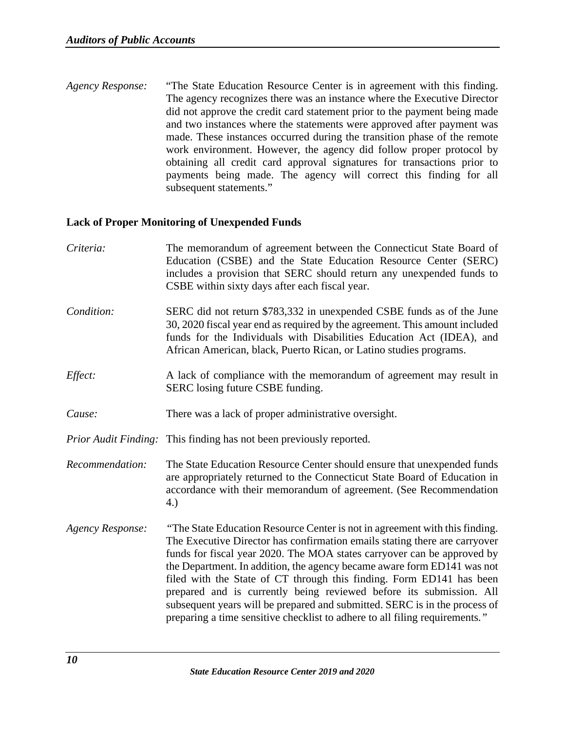*Agency Response:* "The State Education Resource Center is in agreement with this finding. The agency recognizes there was an instance where the Executive Director did not approve the credit card statement prior to the payment being made and two instances where the statements were approved after payment was made. These instances occurred during the transition phase of the remote work environment. However, the agency did follow proper protocol by obtaining all credit card approval signatures for transactions prior to payments being made. The agency will correct this finding for all subsequent statements."

**Lack of Proper Monitoring of Unexpended Funds**

*Criteria:* The memorandum of agreement between the Connecticut State Board of Education (CSBE) and the State Education Resource Center (SERC) includes a provision that SERC should return any unexpended funds to CSBE within sixty days after each fiscal year.

*Condition:* SERC did not return $783,332 in unexpended CSBE funds as of the June 30, 2020 fiscal year end as required by the agreement. This amount included funds for the Individuals with Disabilities Education Act (IDEA), and African American, black, Puerto Rican, or Latino studies programs.

*Effect:* A lack of compliance with the memorandum of agreement may result in SERC losing future CSBE funding.

*Cause:* There was a lack of proper administrative oversight.

*Prior Audit Finding:* This finding has not been previously reported.

*Recommendation:* The State Education Resource Center should ensure that unexpended funds are appropriately returned to the Connecticut State Board of Education in accordance with their memorandum of agreement. (See Recommendation 4.)

*Agency Response:* "The State Education Resource Center is not in agreement with this finding. The Executive Director has confirmation emails stating there are carryover funds for fiscal year 2020. The MOA states carryover can be approved by the Department. In addition, the agency became aware form ED141 was not filed with the State of CT through this finding. Form ED141 has been prepared and is currently being reviewed before its submission. All subsequent years will be prepared and submitted. SERC is in the process of preparing a time sensitive checklist to adhere to all filing requirements."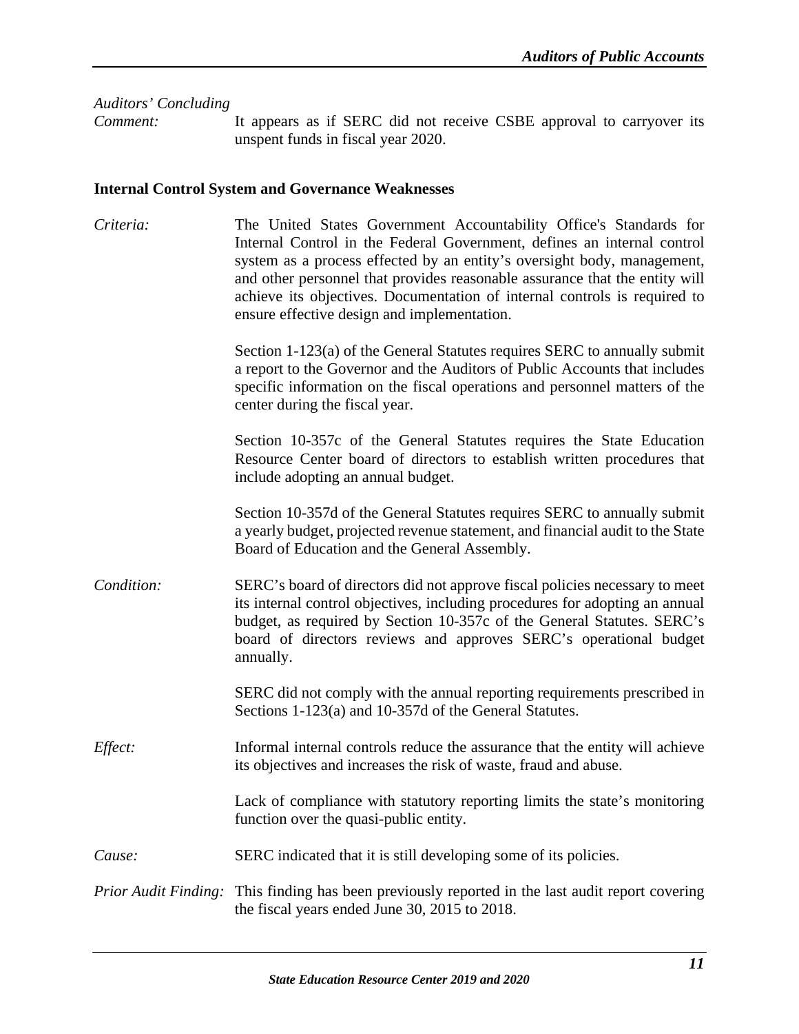*Auditors' Concluding Comment:* It appears as if SERC did not receive CSBE approval to carryover its unspent funds in fiscal year 2020.

**Internal Control System and Governance Weaknesses**

*Criteria:* The United States Government Accountability Office's Standards for Internal Control in the Federal Government, defines an internal control system as a process effected by an entity's oversight body, management, and other personnel that provides reasonable assurance that the entity will achieve its objectives. Documentation of internal controls is required to ensure effective design and implementation.

Section 1-123(a) of the General Statutes requires SERC to annually submit a report to the Governor and the Auditors of Public Accounts that includes specific information on the fiscal operations and personnel matters of the center during the fiscal year.

Section 10-357c of the General Statutes requires the State Education Resource Center board of directors to establish written procedures that include adopting an annual budget.

Section 10-357d of the General Statutes requires SERC to annually submit a yearly budget, projected revenue statement, and financial audit to the State Board of Education and the General Assembly.

*Condition:* SERC's board of directors did not approve fiscal policies necessary to meet its internal control objectives, including procedures for adopting an annual budget, as required by Section 10-357c of the General Statutes. SERC's board of directors reviews and approves SERC's operational budget annually.

SERC did not comply with the annual reporting requirements prescribed in Sections 1-123(a) and 10-357d of the General Statutes.

*Effect:* Informal internal controls reduce the assurance that the entity will achieve its objectives and increases the risk of waste, fraud and abuse.

Lack of compliance with statutory reporting limits the state's monitoring function over the quasi-public entity.

*Cause:* SERC indicated that it is still developing some of its policies.

*Prior Audit Finding:* This finding has been previously reported in the last audit report covering the fiscal years ended June 30, 2015 to 2018.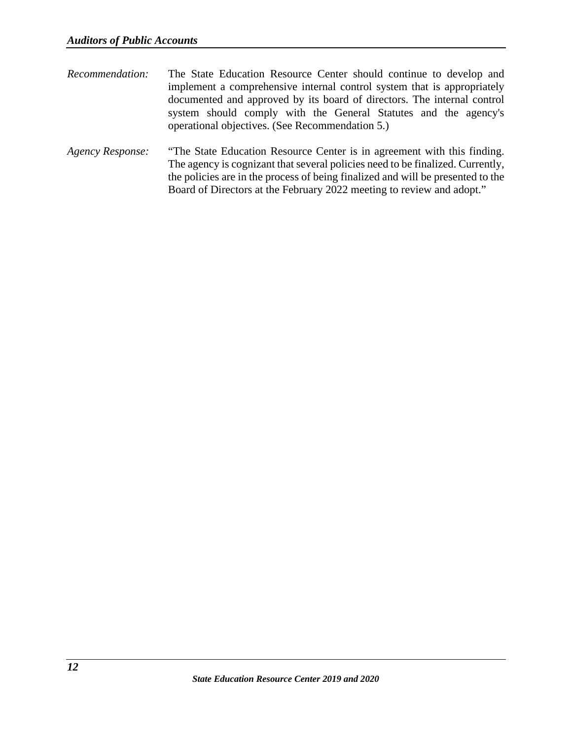*Recommendation:* The State Education Resource Center should continue to develop and implement a comprehensive internal control system that is appropriately documented and approved by its board of directors. The internal control system should comply with the General Statutes and the agency's operational objectives. (See Recommendation 5.)

*Agency Response:* "The State Education Resource Center is in agreement with this finding. The agency is cognizant that several policies need to be finalized. Currently, the policies are in the process of being finalized and will be presented to the Board of Directors at the February 2022 meeting to review and adopt."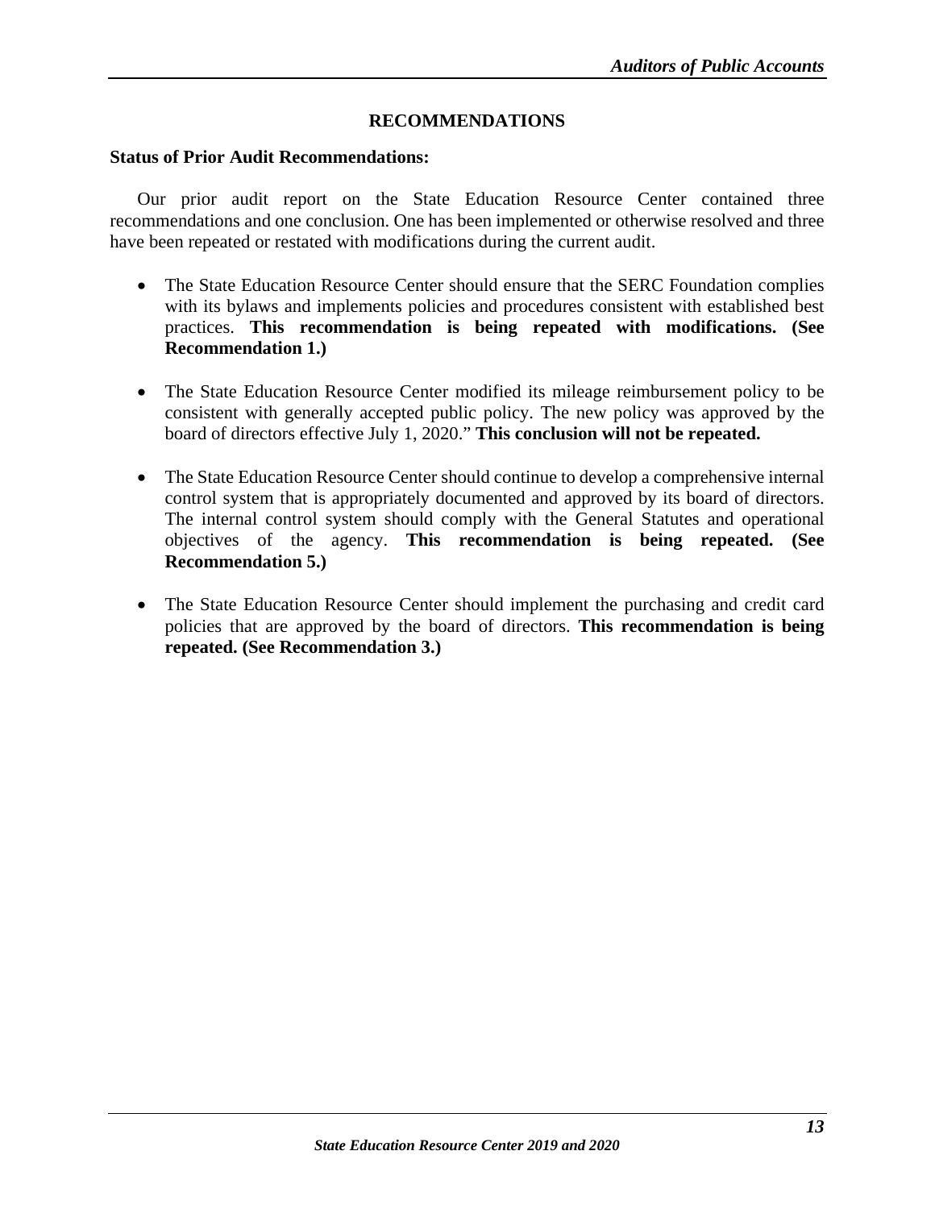## RECOMMENDATIONS

**Status of Prior Audit Recommendations:**

Our prior audit report on the State Education Resource Center contained three recommendations and one conclusion. One has been implemented or otherwise resolved and three have been repeated or restated with modifications during the current audit.

- The State Education Resource Center should ensure that the SERC Foundation complies with its bylaws and implements policies and procedures consistent with established best practices. **This recommendation is being repeated with modifications. (See Recommendation 1.)**

- The State Education Resource Center modified its mileage reimbursement policy to be consistent with generally accepted public policy. The new policy was approved by the board of directors effective July 1, 2020." **This conclusion will not be repeated.**

- The State Education Resource Center should continue to develop a comprehensive internal control system that is appropriately documented and approved by its board of directors. The internal control system should comply with the General Statutes and operational objectives of the agency. **This recommendation is being repeated. (See Recommendation 5.)**

- The State Education Resource Center should implement the purchasing and credit card policies that are approved by the board of directors. **This recommendation is being repeated. (See Recommendation 3.)**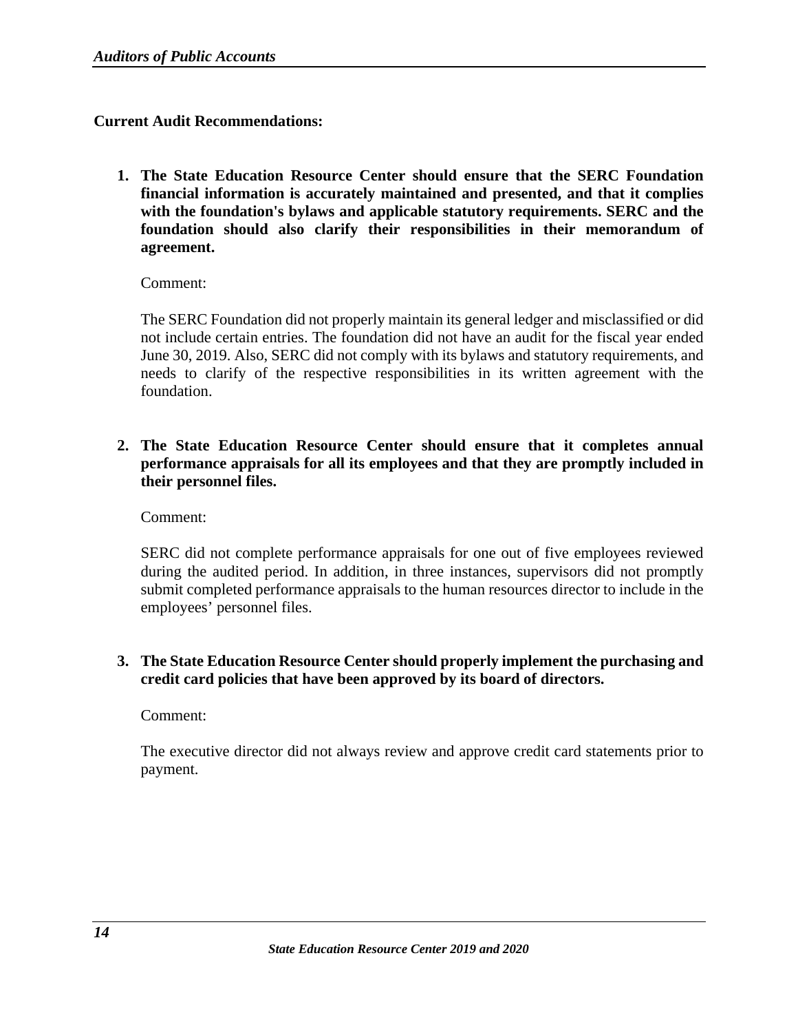**Current Audit Recommendations:**

1. **The State Education Resource Center should ensure that the SERC Foundation financial information is accurately maintained and presented, and that it complies with the foundation's bylaws and applicable statutory requirements. SERC and the foundation should also clarify their responsibilities in their memorandum of agreement.**

   Comment:

   The SERC Foundation did not properly maintain its general ledger and misclassified or did not include certain entries. The foundation did not have an audit for the fiscal year ended June 30, 2019. Also, SERC did not comply with its bylaws and statutory requirements, and needs to clarify of the respective responsibilities in its written agreement with the foundation.

2. **The State Education Resource Center should ensure that it completes annual performance appraisals for all its employees and that they are promptly included in their personnel files.**

   Comment:

   SERC did not complete performance appraisals for one out of five employees reviewed during the audited period. In addition, in three instances, supervisors did not promptly submit completed performance appraisals to the human resources director to include in the employees' personnel files.

3. **The State Education Resource Center should properly implement the purchasing and credit card policies that have been approved by its board of directors.**

   Comment:

   The executive director did not always review and approve credit card statements prior to payment.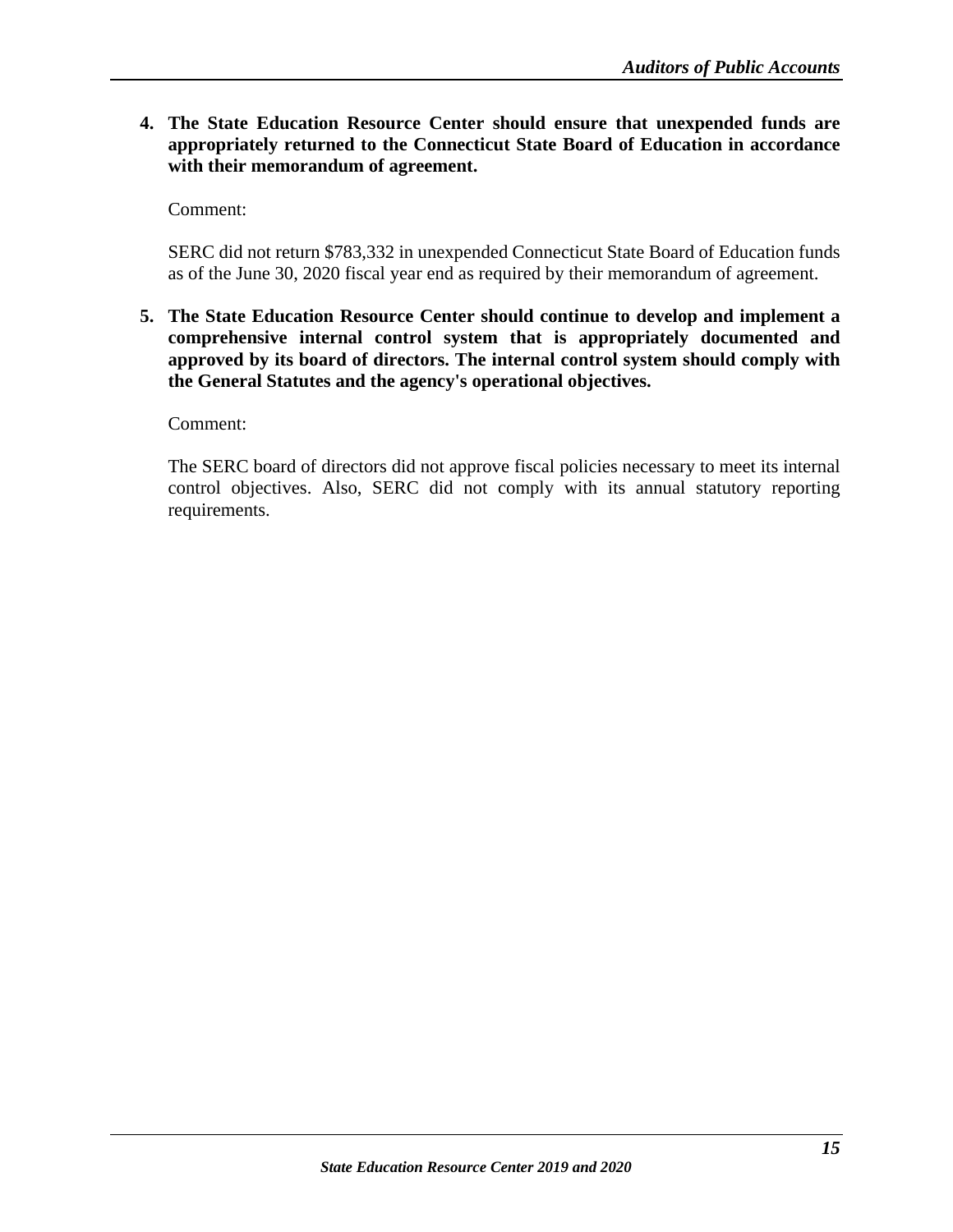4. **The State Education Resource Center should ensure that unexpended funds are appropriately returned to the Connecticut State Board of Education in accordance with their memorandum of agreement.**

   Comment:

   SERC did not return $783,332 in unexpended Connecticut State Board of Education funds as of the June 30, 2020 fiscal year end as required by their memorandum of agreement.

5. **The State Education Resource Center should continue to develop and implement a comprehensive internal control system that is appropriately documented and approved by its board of directors. The internal control system should comply with the General Statutes and the agency's operational objectives.**

   Comment:

   The SERC board of directors did not approve fiscal policies necessary to meet its internal control objectives. Also, SERC did not comply with its annual statutory reporting requirements.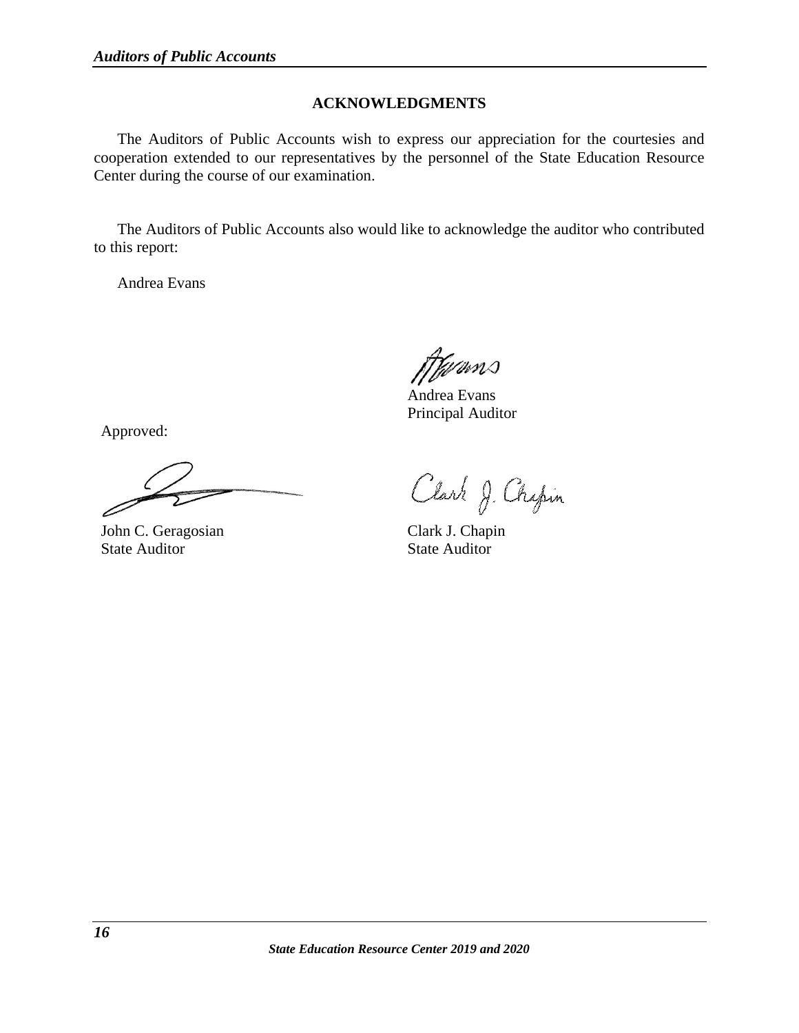## ACKNOWLEDGMENTS

The Auditors of Public Accounts wish to express our appreciation for the courtesies and cooperation extended to our representatives by the personnel of the State Education Resource Center during the course of our examination.

The Auditors of Public Accounts also would like to acknowledge the auditor who contributed to this report:

Andrea Evans

Andrea Evans
Principal Auditor

Approved:

John C. Geragosian
State Auditor

Clark J. Chapin
State Auditor